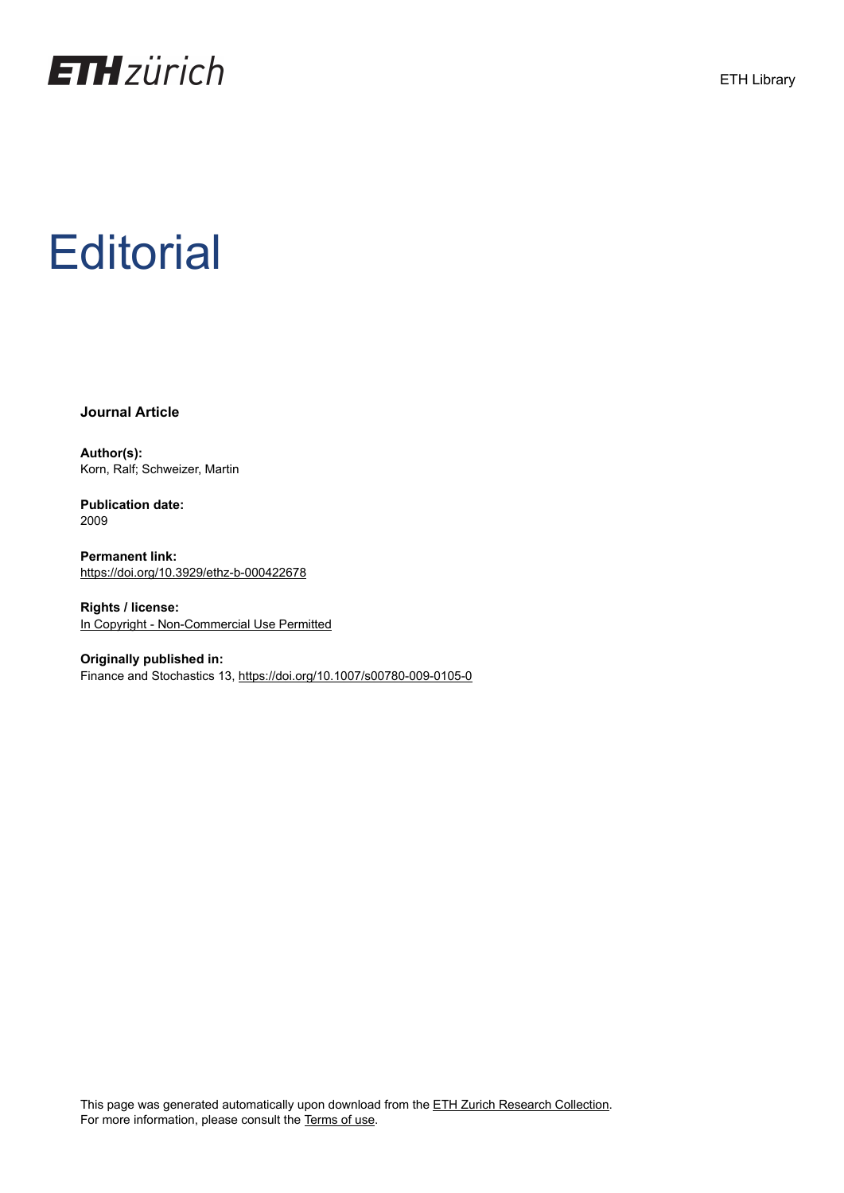ETH zürich

ETH Library

# Editorial

**Journal Article**

**Author(s):**
Korn, Ralf; Schweizer, Martin

**Publication date:**
2009

**Permanent link:**
https://doi.org/10.3929/ethz-b-000422678

**Rights / license:**
In Copyright - Non-Commercial Use Permitted

**Originally published in:**
Finance and Stochastics 13, https://doi.org/10.1007/s00780-009-0105-0

This page was generated automatically upon download from the ETH Zurich Research Collection.
For more information, please consult the Terms of use.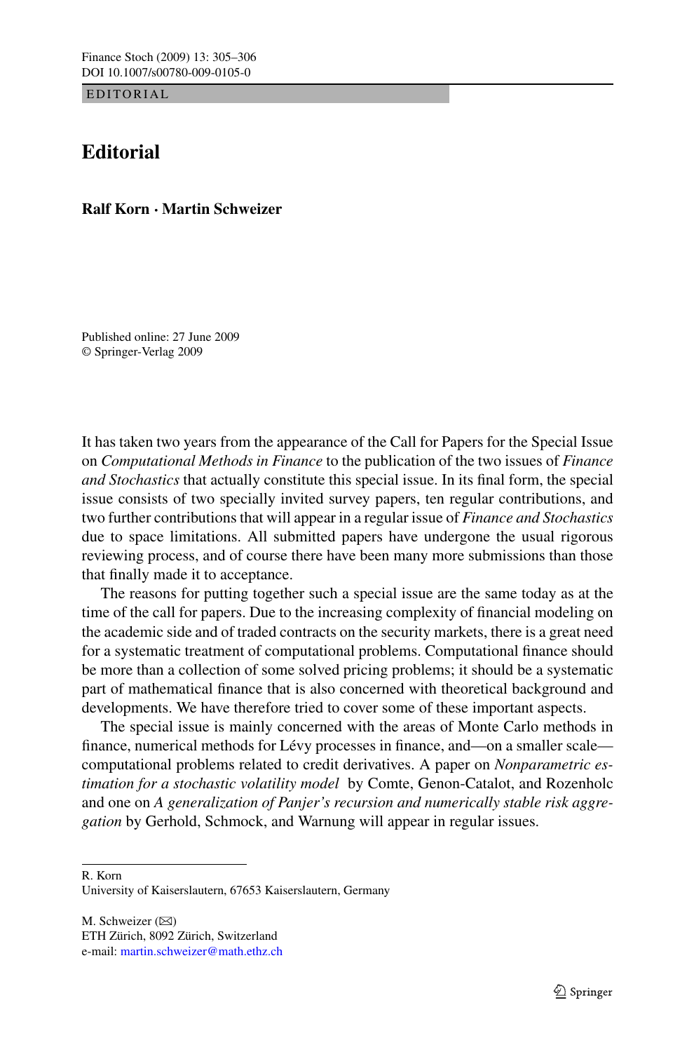EDITORIAL

# Editorial

**Ralf Korn · Martin Schweizer**

Published online: 27 June 2009
© Springer-Verlag 2009

It has taken two years from the appearance of the Call for Papers for the Special Issue on *Computational Methods in Finance* to the publication of the two issues of *Finance and Stochastics* that actually constitute this special issue. In its final form, the special issue consists of two specially invited survey papers, ten regular contributions, and two further contributions that will appear in a regular issue of *Finance and Stochastics* due to space limitations. All submitted papers have undergone the usual rigorous reviewing process, and of course there have been many more submissions than those that finally made it to acceptance.

The reasons for putting together such a special issue are the same today as at the time of the call for papers. Due to the increasing complexity of financial modeling on the academic side and of traded contracts on the security markets, there is a great need for a systematic treatment of computational problems. Computational finance should be more than a collection of some solved pricing problems; it should be a systematic part of mathematical finance that is also concerned with theoretical background and developments. We have therefore tried to cover some of these important aspects.

The special issue is mainly concerned with the areas of Monte Carlo methods in finance, numerical methods for Lévy processes in finance, and—on a smaller scale—computational problems related to credit derivatives. A paper on *Nonparametric estimation for a stochastic volatility model* by Comte, Genon-Catalot, and Rozenholc and one on *A generalization of Panjer's recursion and numerically stable risk aggregation* by Gerhold, Schmock, and Warnung will appear in regular issues.

R. Korn
University of Kaiserslautern, 67653 Kaiserslautern, Germany

M. Schweizer (✉)
ETH Zürich, 8092 Zürich, Switzerland
e-mail: martin.schweizer@math.ethz.ch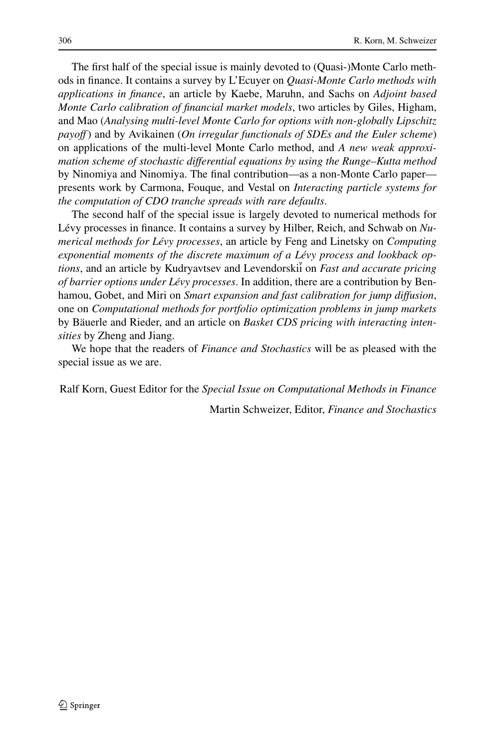The first half of the special issue is mainly devoted to (Quasi-)Monte Carlo methods in finance. It contains a survey by L'Ecuyer on *Quasi-Monte Carlo methods with applications in finance*, an article by Kaebe, Maruhn, and Sachs on *Adjoint based Monte Carlo calibration of financial market models*, two articles by Giles, Higham, and Mao (*Analysing multi-level Monte Carlo for options with non-globally Lipschitz payoff*) and by Avikainen (*On irregular functionals of SDEs and the Euler scheme*) on applications of the multi-level Monte Carlo method, and *A new weak approximation scheme of stochastic differential equations by using the Runge–Kutta method* by Ninomiya and Ninomiya. The final contribution—as a non-Monte Carlo paper—presents work by Carmona, Fouque, and Vestal on *Interacting particle systems for the computation of CDO tranche spreads with rare defaults*.

The second half of the special issue is largely devoted to numerical methods for Lévy processes in finance. It contains a survey by Hilber, Reich, and Schwab on *Numerical methods for Lévy processes*, an article by Feng and Linetsky on *Computing exponential moments of the discrete maximum of a Lévy process and lookback options*, and an article by Kudryavtsev and Levendorskiĭ on *Fast and accurate pricing of barrier options under Lévy processes*. In addition, there are a contribution by Benhamou, Gobet, and Miri on *Smart expansion and fast calibration for jump diffusion*, one on *Computational methods for portfolio optimization problems in jump markets* by Bäuerle and Rieder, and an article on *Basket CDS pricing with interacting intensities* by Zheng and Jiang.

We hope that the readers of *Finance and Stochastics* will be as pleased with the special issue as we are.

Ralf Korn, Guest Editor for the *Special Issue on Computational Methods in Finance*

Martin Schweizer, Editor, *Finance and Stochastics*